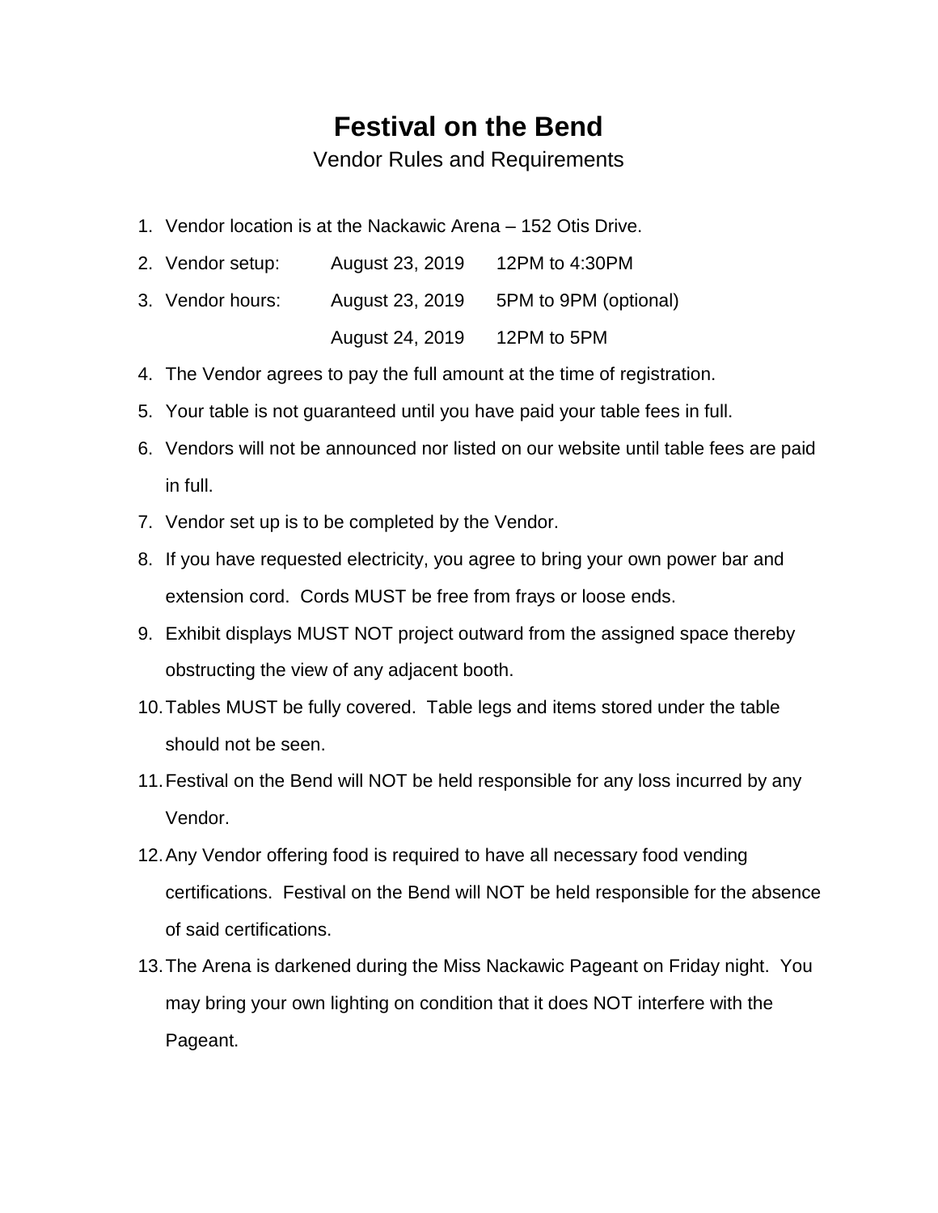# Festival on the Bend

Vendor Rules and Requirements

1. Vendor location is at the Nackawic Arena – 152 Otis Drive.
2. Vendor setup: August 23, 2019 12PM to 4:30PM
3. Vendor hours: August 23, 2019 5PM to 9PM (optional)
   August 24, 2019 12PM to 5PM
4. The Vendor agrees to pay the full amount at the time of registration.
5. Your table is not guaranteed until you have paid your table fees in full.
6. Vendors will not be announced nor listed on our website until table fees are paid in full.
7. Vendor set up is to be completed by the Vendor.
8. If you have requested electricity, you agree to bring your own power bar and extension cord. Cords MUST be free from frays or loose ends.
9. Exhibit displays MUST NOT project outward from the assigned space thereby obstructing the view of any adjacent booth.
10. Tables MUST be fully covered. Table legs and items stored under the table should not be seen.
11. Festival on the Bend will NOT be held responsible for any loss incurred by any Vendor.
12. Any Vendor offering food is required to have all necessary food vending certifications. Festival on the Bend will NOT be held responsible for the absence of said certifications.
13. The Arena is darkened during the Miss Nackawic Pageant on Friday night. You may bring your own lighting on condition that it does NOT interfere with the Pageant.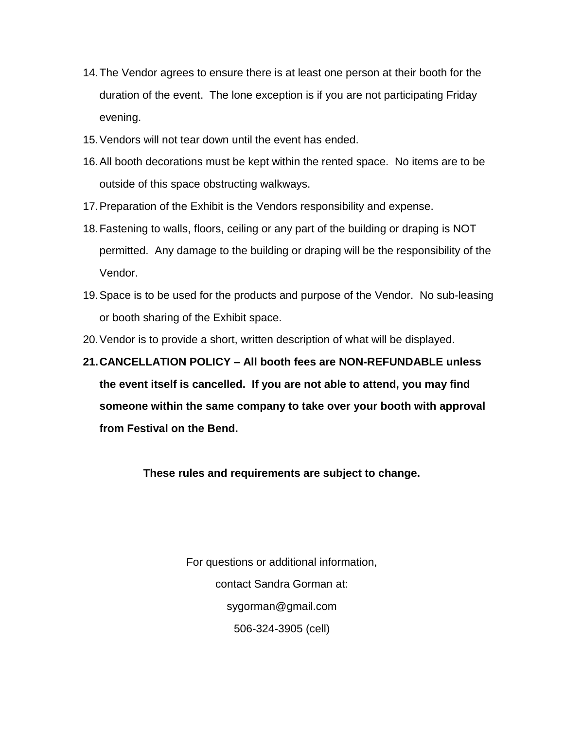14. The Vendor agrees to ensure there is at least one person at their booth for the duration of the event. The lone exception is if you are not participating Friday evening.
15. Vendors will not tear down until the event has ended.
16. All booth decorations must be kept within the rented space. No items are to be outside of this space obstructing walkways.
17. Preparation of the Exhibit is the Vendors responsibility and expense.
18. Fastening to walls, floors, ceiling or any part of the building or draping is NOT permitted. Any damage to the building or draping will be the responsibility of the Vendor.
19. Space is to be used for the products and purpose of the Vendor. No sub-leasing or booth sharing of the Exhibit space.
20. Vendor is to provide a short, written description of what will be displayed.
21. **CANCELLATION POLICY – All booth fees are NON-REFUNDABLE unless the event itself is cancelled. If you are not able to attend, you may find someone within the same company to take over your booth with approval from Festival on the Bend.**

**These rules and requirements are subject to change.**

For questions or additional information,

contact Sandra Gorman at:

sygorman@gmail.com

506-324-3905 (cell)